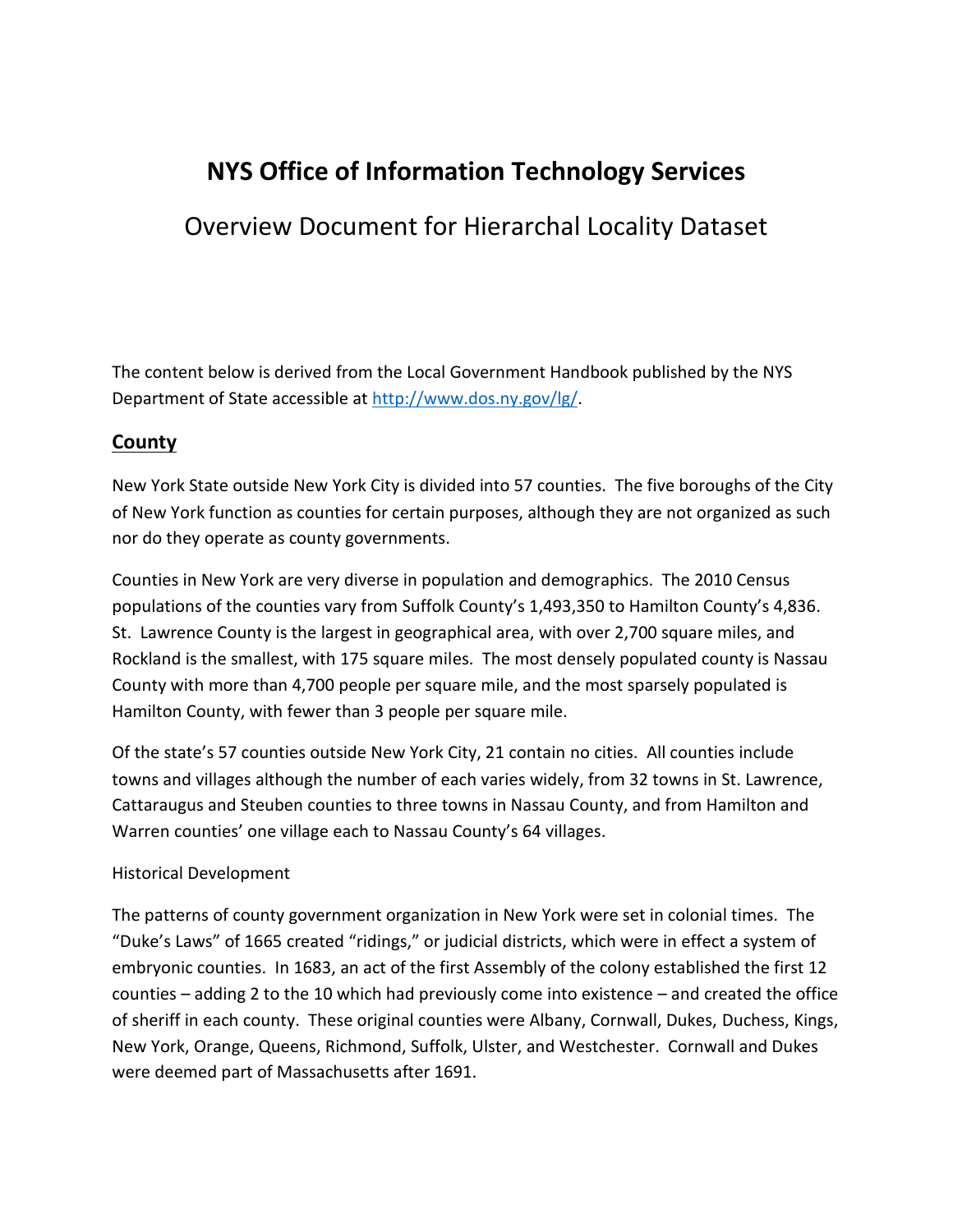# NYS Office of Information Technology Services

## Overview Document for Hierarchal Locality Dataset

The content below is derived from the Local Government Handbook published by the NYS Department of State accessible at http://www.dos.ny.gov/lg/.

## County

New York State outside New York City is divided into 57 counties. The five boroughs of the City of New York function as counties for certain purposes, although they are not organized as such nor do they operate as county governments.

Counties in New York are very diverse in population and demographics. The 2010 Census populations of the counties vary from Suffolk County's 1,493,350 to Hamilton County's 4,836. St. Lawrence County is the largest in geographical area, with over 2,700 square miles, and Rockland is the smallest, with 175 square miles. The most densely populated county is Nassau County with more than 4,700 people per square mile, and the most sparsely populated is Hamilton County, with fewer than 3 people per square mile.

Of the state's 57 counties outside New York City, 21 contain no cities. All counties include towns and villages although the number of each varies widely, from 32 towns in St. Lawrence, Cattaraugus and Steuben counties to three towns in Nassau County, and from Hamilton and Warren counties' one village each to Nassau County's 64 villages.

Historical Development

The patterns of county government organization in New York were set in colonial times. The "Duke's Laws" of 1665 created "ridings," or judicial districts, which were in effect a system of embryonic counties. In 1683, an act of the first Assembly of the colony established the first 12 counties – adding 2 to the 10 which had previously come into existence – and created the office of sheriff in each county. These original counties were Albany, Cornwall, Dukes, Duchess, Kings, New York, Orange, Queens, Richmond, Suffolk, Ulster, and Westchester. Cornwall and Dukes were deemed part of Massachusetts after 1691.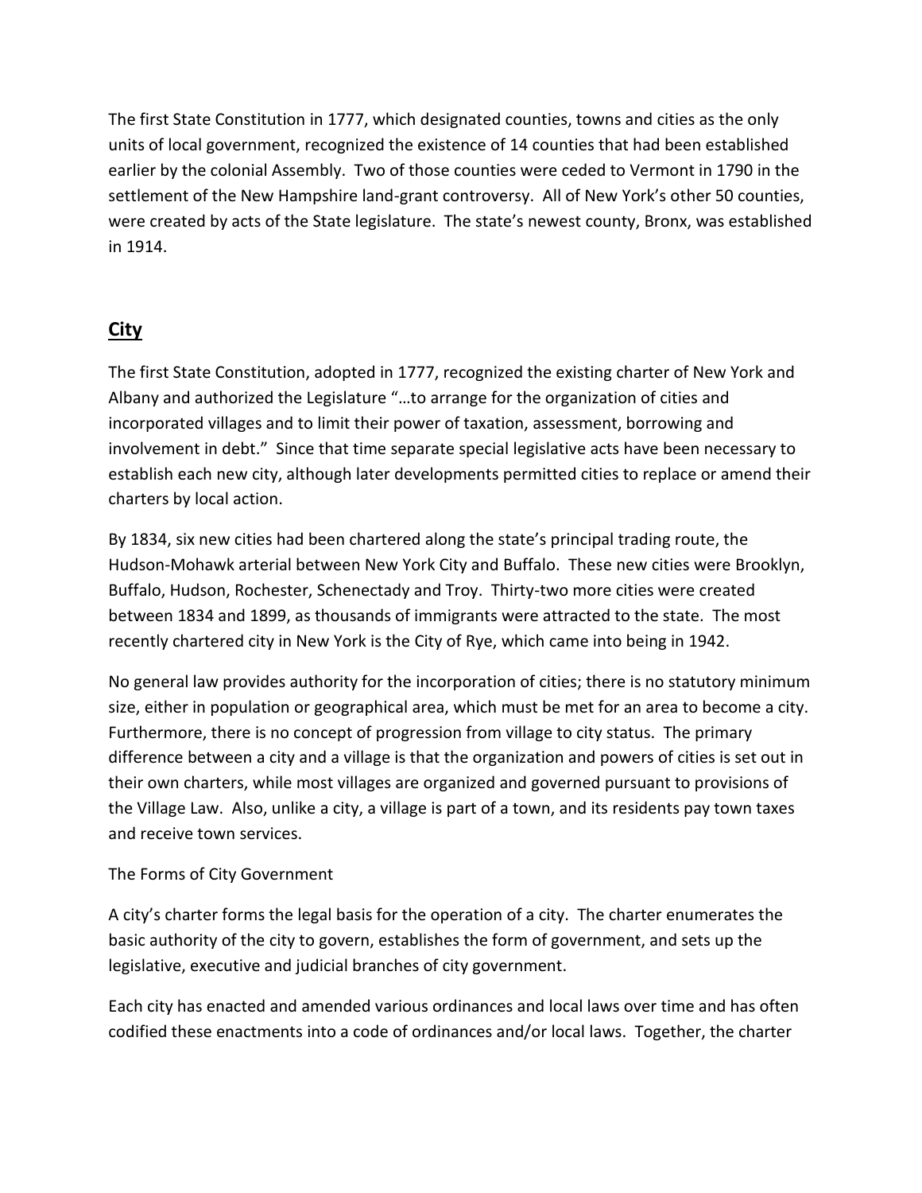The first State Constitution in 1777, which designated counties, towns and cities as the only units of local government, recognized the existence of 14 counties that had been established earlier by the colonial Assembly. Two of those counties were ceded to Vermont in 1790 in the settlement of the New Hampshire land-grant controversy. All of New York's other 50 counties, were created by acts of the State legislature. The state's newest county, Bronx, was established in 1914.

## City

The first State Constitution, adopted in 1777, recognized the existing charter of New York and Albany and authorized the Legislature "…to arrange for the organization of cities and incorporated villages and to limit their power of taxation, assessment, borrowing and involvement in debt." Since that time separate special legislative acts have been necessary to establish each new city, although later developments permitted cities to replace or amend their charters by local action.

By 1834, six new cities had been chartered along the state's principal trading route, the Hudson-Mohawk arterial between New York City and Buffalo. These new cities were Brooklyn, Buffalo, Hudson, Rochester, Schenectady and Troy. Thirty-two more cities were created between 1834 and 1899, as thousands of immigrants were attracted to the state. The most recently chartered city in New York is the City of Rye, which came into being in 1942.

No general law provides authority for the incorporation of cities; there is no statutory minimum size, either in population or geographical area, which must be met for an area to become a city. Furthermore, there is no concept of progression from village to city status. The primary difference between a city and a village is that the organization and powers of cities is set out in their own charters, while most villages are organized and governed pursuant to provisions of the Village Law. Also, unlike a city, a village is part of a town, and its residents pay town taxes and receive town services.

The Forms of City Government

A city's charter forms the legal basis for the operation of a city. The charter enumerates the basic authority of the city to govern, establishes the form of government, and sets up the legislative, executive and judicial branches of city government.

Each city has enacted and amended various ordinances and local laws over time and has often codified these enactments into a code of ordinances and/or local laws. Together, the charter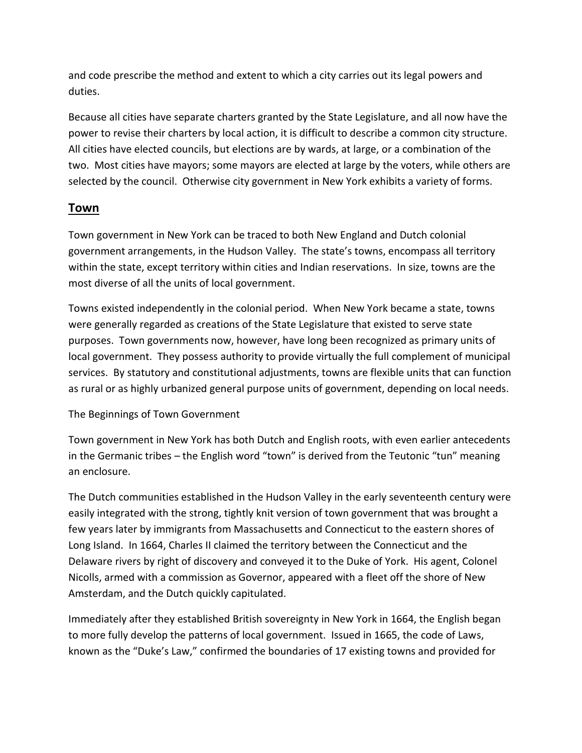and code prescribe the method and extent to which a city carries out its legal powers and duties.

Because all cities have separate charters granted by the State Legislature, and all now have the power to revise their charters by local action, it is difficult to describe a common city structure. All cities have elected councils, but elections are by wards, at large, or a combination of the two. Most cities have mayors; some mayors are elected at large by the voters, while others are selected by the council. Otherwise city government in New York exhibits a variety of forms.

## Town

Town government in New York can be traced to both New England and Dutch colonial government arrangements, in the Hudson Valley. The state's towns, encompass all territory within the state, except territory within cities and Indian reservations. In size, towns are the most diverse of all the units of local government.

Towns existed independently in the colonial period. When New York became a state, towns were generally regarded as creations of the State Legislature that existed to serve state purposes. Town governments now, however, have long been recognized as primary units of local government. They possess authority to provide virtually the full complement of municipal services. By statutory and constitutional adjustments, towns are flexible units that can function as rural or as highly urbanized general purpose units of government, depending on local needs.

### The Beginnings of Town Government

Town government in New York has both Dutch and English roots, with even earlier antecedents in the Germanic tribes – the English word "town" is derived from the Teutonic "tun" meaning an enclosure.

The Dutch communities established in the Hudson Valley in the early seventeenth century were easily integrated with the strong, tightly knit version of town government that was brought a few years later by immigrants from Massachusetts and Connecticut to the eastern shores of Long Island. In 1664, Charles II claimed the territory between the Connecticut and the Delaware rivers by right of discovery and conveyed it to the Duke of York. His agent, Colonel Nicolls, armed with a commission as Governor, appeared with a fleet off the shore of New Amsterdam, and the Dutch quickly capitulated.

Immediately after they established British sovereignty in New York in 1664, the English began to more fully develop the patterns of local government. Issued in 1665, the code of Laws, known as the "Duke's Law," confirmed the boundaries of 17 existing towns and provided for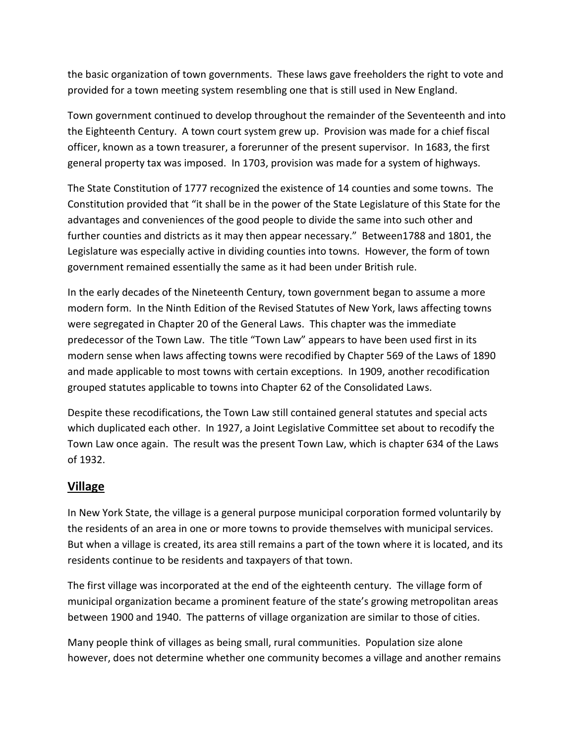the basic organization of town governments. These laws gave freeholders the right to vote and provided for a town meeting system resembling one that is still used in New England.

Town government continued to develop throughout the remainder of the Seventeenth and into the Eighteenth Century. A town court system grew up. Provision was made for a chief fiscal officer, known as a town treasurer, a forerunner of the present supervisor. In 1683, the first general property tax was imposed. In 1703, provision was made for a system of highways.

The State Constitution of 1777 recognized the existence of 14 counties and some towns. The Constitution provided that "it shall be in the power of the State Legislature of this State for the advantages and conveniences of the good people to divide the same into such other and further counties and districts as it may then appear necessary." Between1788 and 1801, the Legislature was especially active in dividing counties into towns. However, the form of town government remained essentially the same as it had been under British rule.

In the early decades of the Nineteenth Century, town government began to assume a more modern form. In the Ninth Edition of the Revised Statutes of New York, laws affecting towns were segregated in Chapter 20 of the General Laws. This chapter was the immediate predecessor of the Town Law. The title "Town Law" appears to have been used first in its modern sense when laws affecting towns were recodified by Chapter 569 of the Laws of 1890 and made applicable to most towns with certain exceptions. In 1909, another recodification grouped statutes applicable to towns into Chapter 62 of the Consolidated Laws.

Despite these recodifications, the Town Law still contained general statutes and special acts which duplicated each other. In 1927, a Joint Legislative Committee set about to recodify the Town Law once again. The result was the present Town Law, which is chapter 634 of the Laws of 1932.

## Village

In New York State, the village is a general purpose municipal corporation formed voluntarily by the residents of an area in one or more towns to provide themselves with municipal services. But when a village is created, its area still remains a part of the town where it is located, and its residents continue to be residents and taxpayers of that town.

The first village was incorporated at the end of the eighteenth century. The village form of municipal organization became a prominent feature of the state's growing metropolitan areas between 1900 and 1940. The patterns of village organization are similar to those of cities.

Many people think of villages as being small, rural communities. Population size alone however, does not determine whether one community becomes a village and another remains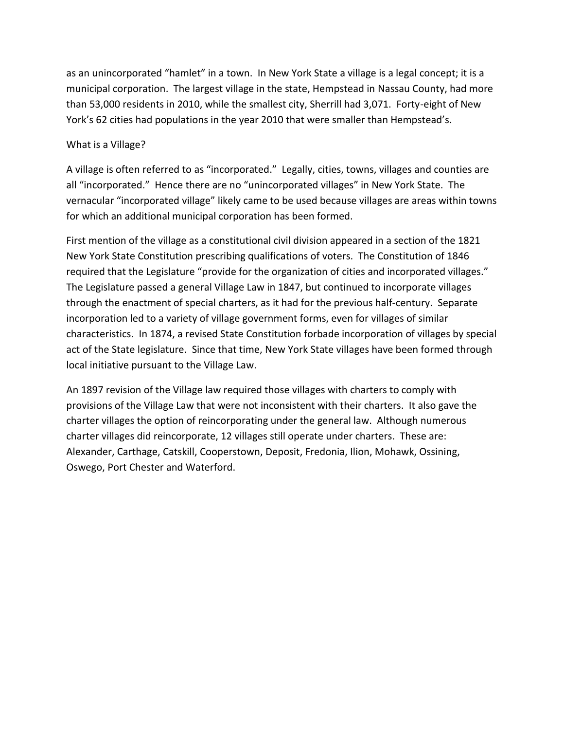as an unincorporated "hamlet" in a town. In New York State a village is a legal concept; it is a municipal corporation. The largest village in the state, Hempstead in Nassau County, had more than 53,000 residents in 2010, while the smallest city, Sherrill had 3,071. Forty-eight of New York's 62 cities had populations in the year 2010 that were smaller than Hempstead's.

## What is a Village?

A village is often referred to as "incorporated." Legally, cities, towns, villages and counties are all "incorporated." Hence there are no "unincorporated villages" in New York State. The vernacular "incorporated village" likely came to be used because villages are areas within towns for which an additional municipal corporation has been formed.

First mention of the village as a constitutional civil division appeared in a section of the 1821 New York State Constitution prescribing qualifications of voters. The Constitution of 1846 required that the Legislature "provide for the organization of cities and incorporated villages." The Legislature passed a general Village Law in 1847, but continued to incorporate villages through the enactment of special charters, as it had for the previous half-century. Separate incorporation led to a variety of village government forms, even for villages of similar characteristics. In 1874, a revised State Constitution forbade incorporation of villages by special act of the State legislature. Since that time, New York State villages have been formed through local initiative pursuant to the Village Law.

An 1897 revision of the Village law required those villages with charters to comply with provisions of the Village Law that were not inconsistent with their charters. It also gave the charter villages the option of reincorporating under the general law. Although numerous charter villages did reincorporate, 12 villages still operate under charters. These are: Alexander, Carthage, Catskill, Cooperstown, Deposit, Fredonia, Ilion, Mohawk, Ossining, Oswego, Port Chester and Waterford.